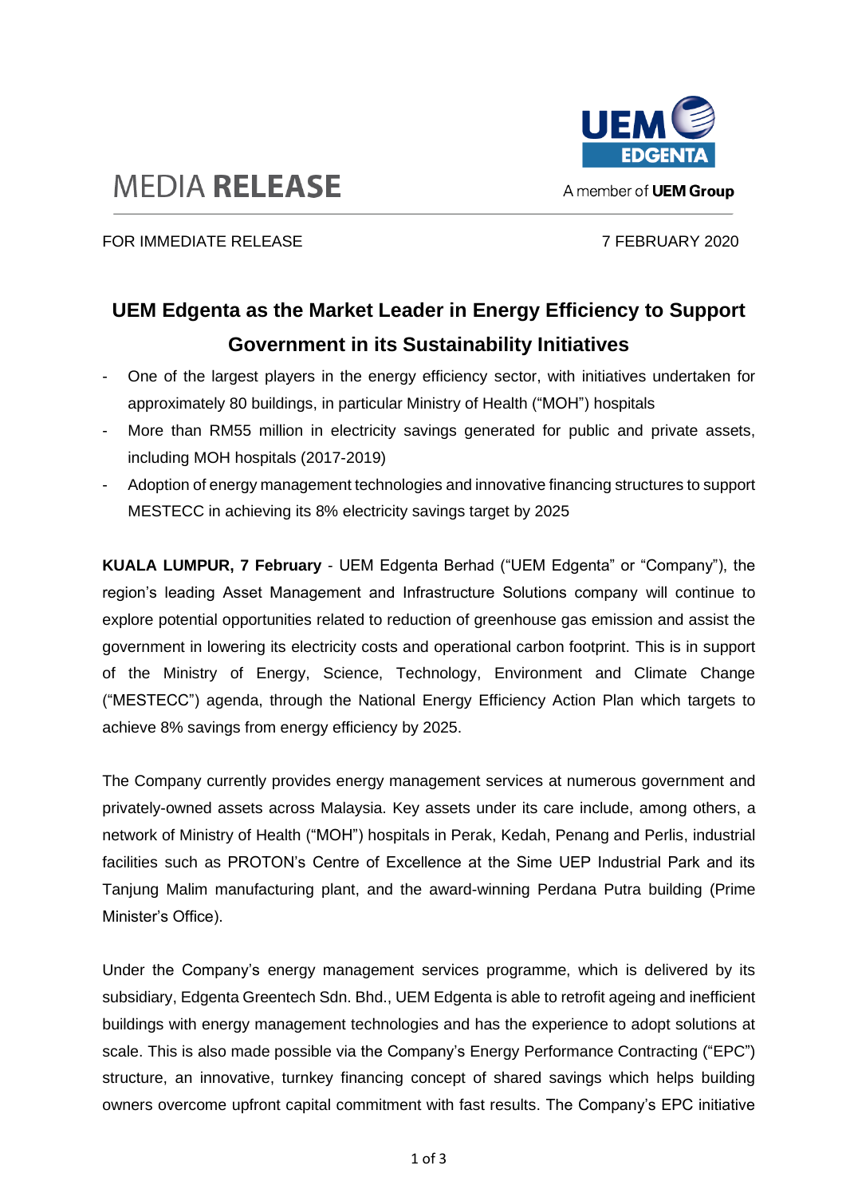MEDIA **RELEASE**

A member of **UEM Group**

FOR IMMEDIATE RELEASE 7 FEBRUARY 2020

## UEM Edgenta as the Market Leader in Energy Efficiency to Support Government in its Sustainability Initiatives

- One of the largest players in the energy efficiency sector, with initiatives undertaken for approximately 80 buildings, in particular Ministry of Health ("MOH") hospitals
- More than RM55 million in electricity savings generated for public and private assets, including MOH hospitals (2017-2019)
- Adoption of energy management technologies and innovative financing structures to support MESTECC in achieving its 8% electricity savings target by 2025

**KUALA LUMPUR, 7 February** - UEM Edgenta Berhad ("UEM Edgenta" or "Company"), the region's leading Asset Management and Infrastructure Solutions company will continue to explore potential opportunities related to reduction of greenhouse gas emission and assist the government in lowering its electricity costs and operational carbon footprint. This is in support of the Ministry of Energy, Science, Technology, Environment and Climate Change ("MESTECC") agenda, through the National Energy Efficiency Action Plan which targets to achieve 8% savings from energy efficiency by 2025.

The Company currently provides energy management services at numerous government and privately-owned assets across Malaysia. Key assets under its care include, among others, a network of Ministry of Health ("MOH") hospitals in Perak, Kedah, Penang and Perlis, industrial facilities such as PROTON's Centre of Excellence at the Sime UEP Industrial Park and its Tanjung Malim manufacturing plant, and the award-winning Perdana Putra building (Prime Minister's Office).

Under the Company's energy management services programme, which is delivered by its subsidiary, Edgenta Greentech Sdn. Bhd., UEM Edgenta is able to retrofit ageing and inefficient buildings with energy management technologies and has the experience to adopt solutions at scale. This is also made possible via the Company's Energy Performance Contracting ("EPC") structure, an innovative, turnkey financing concept of shared savings which helps building owners overcome upfront capital commitment with fast results. The Company's EPC initiative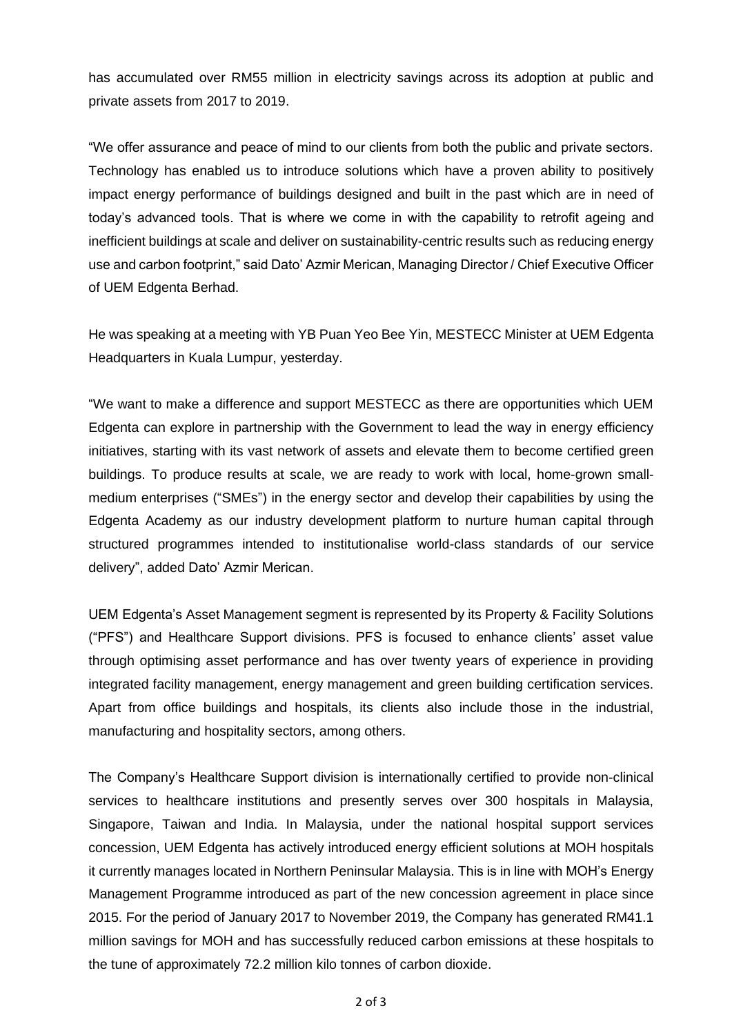has accumulated over RM55 million in electricity savings across its adoption at public and private assets from 2017 to 2019.

"We offer assurance and peace of mind to our clients from both the public and private sectors. Technology has enabled us to introduce solutions which have a proven ability to positively impact energy performance of buildings designed and built in the past which are in need of today's advanced tools. That is where we come in with the capability to retrofit ageing and inefficient buildings at scale and deliver on sustainability-centric results such as reducing energy use and carbon footprint," said Dato' Azmir Merican, Managing Director / Chief Executive Officer of UEM Edgenta Berhad.

He was speaking at a meeting with YB Puan Yeo Bee Yin, MESTECC Minister at UEM Edgenta Headquarters in Kuala Lumpur, yesterday.

"We want to make a difference and support MESTECC as there are opportunities which UEM Edgenta can explore in partnership with the Government to lead the way in energy efficiency initiatives, starting with its vast network of assets and elevate them to become certified green buildings. To produce results at scale, we are ready to work with local, home-grown small-medium enterprises ("SMEs") in the energy sector and develop their capabilities by using the Edgenta Academy as our industry development platform to nurture human capital through structured programmes intended to institutionalise world-class standards of our service delivery", added Dato' Azmir Merican.

UEM Edgenta's Asset Management segment is represented by its Property & Facility Solutions ("PFS") and Healthcare Support divisions. PFS is focused to enhance clients' asset value through optimising asset performance and has over twenty years of experience in providing integrated facility management, energy management and green building certification services. Apart from office buildings and hospitals, its clients also include those in the industrial, manufacturing and hospitality sectors, among others.

The Company's Healthcare Support division is internationally certified to provide non-clinical services to healthcare institutions and presently serves over 300 hospitals in Malaysia, Singapore, Taiwan and India. In Malaysia, under the national hospital support services concession, UEM Edgenta has actively introduced energy efficient solutions at MOH hospitals it currently manages located in Northern Peninsular Malaysia. This is in line with MOH's Energy Management Programme introduced as part of the new concession agreement in place since 2015. For the period of January 2017 to November 2019, the Company has generated RM41.1 million savings for MOH and has successfully reduced carbon emissions at these hospitals to the tune of approximately 72.2 million kilo tonnes of carbon dioxide.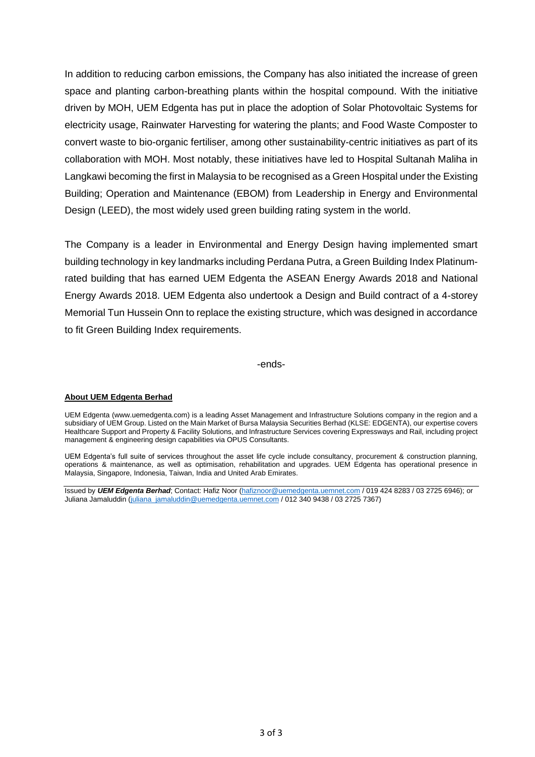In addition to reducing carbon emissions, the Company has also initiated the increase of green space and planting carbon-breathing plants within the hospital compound. With the initiative driven by MOH, UEM Edgenta has put in place the adoption of Solar Photovoltaic Systems for electricity usage, Rainwater Harvesting for watering the plants; and Food Waste Composter to convert waste to bio-organic fertiliser, among other sustainability-centric initiatives as part of its collaboration with MOH. Most notably, these initiatives have led to Hospital Sultanah Maliha in Langkawi becoming the first in Malaysia to be recognised as a Green Hospital under the Existing Building; Operation and Maintenance (EBOM) from Leadership in Energy and Environmental Design (LEED), the most widely used green building rating system in the world.

The Company is a leader in Environmental and Energy Design having implemented smart building technology in key landmarks including Perdana Putra, a Green Building Index Platinum-rated building that has earned UEM Edgenta the ASEAN Energy Awards 2018 and National Energy Awards 2018. UEM Edgenta also undertook a Design and Build contract of a 4-storey Memorial Tun Hussein Onn to replace the existing structure, which was designed in accordance to fit Green Building Index requirements.

-ends-

**About UEM Edgenta Berhad**

UEM Edgenta (www.uemedgenta.com) is a leading Asset Management and Infrastructure Solutions company in the region and a subsidiary of UEM Group. Listed on the Main Market of Bursa Malaysia Securities Berhad (KLSE: EDGENTA), our expertise covers Healthcare Support and Property & Facility Solutions, and Infrastructure Services covering Expressways and Rail, including project management & engineering design capabilities via OPUS Consultants.

UEM Edgenta's full suite of services throughout the asset life cycle include consultancy, procurement & construction planning, operations & maintenance, as well as optimisation, rehabilitation and upgrades. UEM Edgenta has operational presence in Malaysia, Singapore, Indonesia, Taiwan, India and United Arab Emirates.

Issued by ***UEM Edgenta Berhad***; Contact: Hafiz Noor (hafiznoor@uemedgenta.uemnet.com / 019 424 8283 / 03 2725 6946); or Juliana Jamaluddin (juliana_jamaluddin@uemedgenta.uemnet.com / 012 340 9438 / 03 2725 7367)